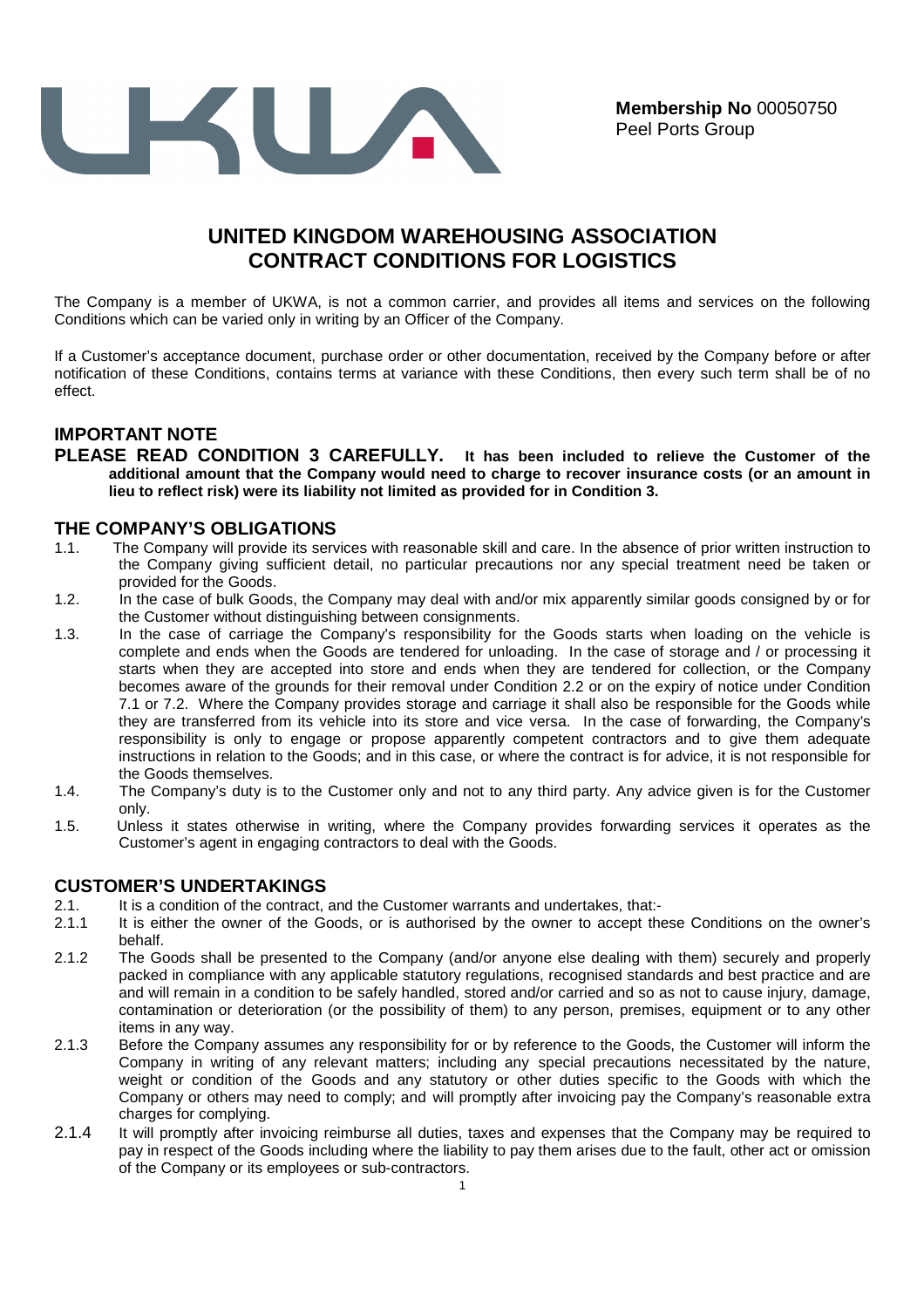**Membership No** 00050750
Peel Ports Group

# UNITED KINGDOM WAREHOUSING ASSOCIATION CONTRACT CONDITIONS FOR LOGISTICS

The Company is a member of UKWA, is not a common carrier, and provides all items and services on the following Conditions which can be varied only in writing by an Officer of the Company.

If a Customer's acceptance document, purchase order or other documentation, received by the Company before or after notification of these Conditions, contains terms at variance with these Conditions, then every such term shall be of no effect.

## IMPORTANT NOTE

**PLEASE READ CONDITION 3 CAREFULLY. It has been included to relieve the Customer of the additional amount that the Company would need to charge to recover insurance costs (or an amount in lieu to reflect risk) were its liability not limited as provided for in Condition 3.**

## THE COMPANY'S OBLIGATIONS

1.1. The Company will provide its services with reasonable skill and care. In the absence of prior written instruction to the Company giving sufficient detail, no particular precautions nor any special treatment need be taken or provided for the Goods.

1.2. In the case of bulk Goods, the Company may deal with and/or mix apparently similar goods consigned by or for the Customer without distinguishing between consignments.

1.3. In the case of carriage the Company's responsibility for the Goods starts when loading on the vehicle is complete and ends when the Goods are tendered for unloading. In the case of storage and / or processing it starts when they are accepted into store and ends when they are tendered for collection, or the Company becomes aware of the grounds for their removal under Condition 2.2 or on the expiry of notice under Condition 7.1 or 7.2. Where the Company provides storage and carriage it shall also be responsible for the Goods while they are transferred from its vehicle into its store and vice versa. In the case of forwarding, the Company's responsibility is only to engage or propose apparently competent contractors and to give them adequate instructions in relation to the Goods; and in this case, or where the contract is for advice, it is not responsible for the Goods themselves.

1.4. The Company's duty is to the Customer only and not to any third party. Any advice given is for the Customer only.

1.5. Unless it states otherwise in writing, where the Company provides forwarding services it operates as the Customer's agent in engaging contractors to deal with the Goods.

## CUSTOMER'S UNDERTAKINGS

2.1. It is a condition of the contract, and the Customer warrants and undertakes, that:-

2.1.1 It is either the owner of the Goods, or is authorised by the owner to accept these Conditions on the owner's behalf.

2.1.2 The Goods shall be presented to the Company (and/or anyone else dealing with them) securely and properly packed in compliance with any applicable statutory regulations, recognised standards and best practice and are and will remain in a condition to be safely handled, stored and/or carried and so as not to cause injury, damage, contamination or deterioration (or the possibility of them) to any person, premises, equipment or to any other items in any way.

2.1.3 Before the Company assumes any responsibility for or by reference to the Goods, the Customer will inform the Company in writing of any relevant matters; including any special precautions necessitated by the nature, weight or condition of the Goods and any statutory or other duties specific to the Goods with which the Company or others may need to comply; and will promptly after invoicing pay the Company's reasonable extra charges for complying.

2.1.4 It will promptly after invoicing reimburse all duties, taxes and expenses that the Company may be required to pay in respect of the Goods including where the liability to pay them arises due to the fault, other act or omission of the Company or its employees or sub-contractors.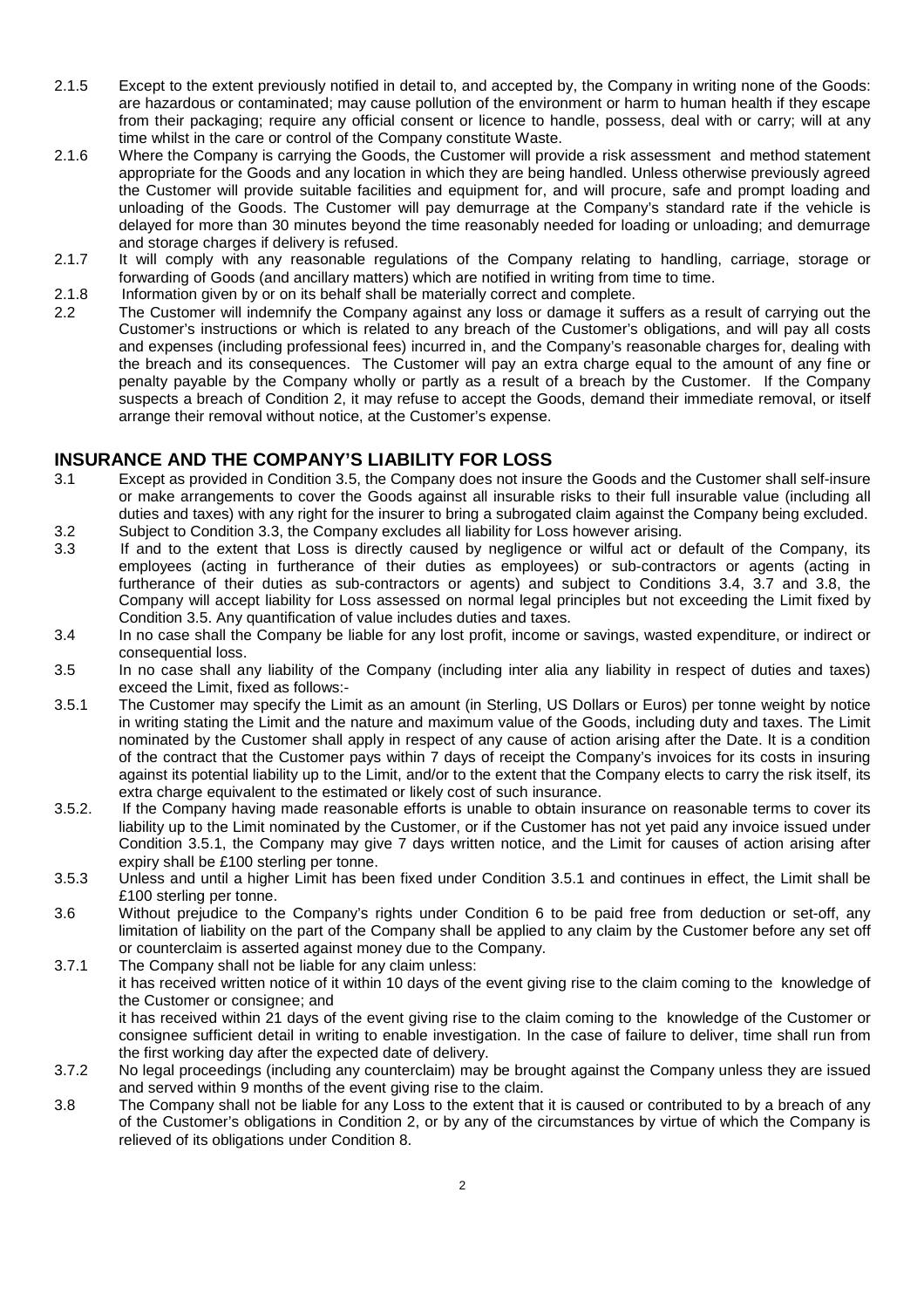2.1.5 Except to the extent previously notified in detail to, and accepted by, the Company in writing none of the Goods: are hazardous or contaminated; may cause pollution of the environment or harm to human health if they escape from their packaging; require any official consent or licence to handle, possess, deal with or carry; will at any time whilst in the care or control of the Company constitute Waste.

2.1.6 Where the Company is carrying the Goods, the Customer will provide a risk assessment and method statement appropriate for the Goods and any location in which they are being handled. Unless otherwise previously agreed the Customer will provide suitable facilities and equipment for, and will procure, safe and prompt loading and unloading of the Goods. The Customer will pay demurrage at the Company's standard rate if the vehicle is delayed for more than 30 minutes beyond the time reasonably needed for loading or unloading; and demurrage and storage charges if delivery is refused.

2.1.7 It will comply with any reasonable regulations of the Company relating to handling, carriage, storage or forwarding of Goods (and ancillary matters) which are notified in writing from time to time.

2.1.8 Information given by or on its behalf shall be materially correct and complete.

2.2 The Customer will indemnify the Company against any loss or damage it suffers as a result of carrying out the Customer's instructions or which is related to any breach of the Customer's obligations, and will pay all costs and expenses (including professional fees) incurred in, and the Company's reasonable charges for, dealing with the breach and its consequences. The Customer will pay an extra charge equal to the amount of any fine or penalty payable by the Company wholly or partly as a result of a breach by the Customer. If the Company suspects a breach of Condition 2, it may refuse to accept the Goods, demand their immediate removal, or itself arrange their removal without notice, at the Customer's expense.

## INSURANCE AND THE COMPANY'S LIABILITY FOR LOSS

3.1 Except as provided in Condition 3.5, the Company does not insure the Goods and the Customer shall self-insure or make arrangements to cover the Goods against all insurable risks to their full insurable value (including all duties and taxes) with any right for the insurer to bring a subrogated claim against the Company being excluded.

3.2 Subject to Condition 3.3, the Company excludes all liability for Loss however arising.

3.3 If and to the extent that Loss is directly caused by negligence or wilful act or default of the Company, its employees (acting in furtherance of their duties as employees) or sub-contractors or agents (acting in furtherance of their duties as sub-contractors or agents) and subject to Conditions 3.4, 3.7 and 3.8, the Company will accept liability for Loss assessed on normal legal principles but not exceeding the Limit fixed by Condition 3.5. Any quantification of value includes duties and taxes.

3.4 In no case shall the Company be liable for any lost profit, income or savings, wasted expenditure, or indirect or consequential loss.

3.5 In no case shall any liability of the Company (including inter alia any liability in respect of duties and taxes) exceed the Limit, fixed as follows:-

3.5.1 The Customer may specify the Limit as an amount (in Sterling, US Dollars or Euros) per tonne weight by notice in writing stating the Limit and the nature and maximum value of the Goods, including duty and taxes. The Limit nominated by the Customer shall apply in respect of any cause of action arising after the Date. It is a condition of the contract that the Customer pays within 7 days of receipt the Company's invoices for its costs in insuring against its potential liability up to the Limit, and/or to the extent that the Company elects to carry the risk itself, its extra charge equivalent to the estimated or likely cost of such insurance.

3.5.2. If the Company having made reasonable efforts is unable to obtain insurance on reasonable terms to cover its liability up to the Limit nominated by the Customer, or if the Customer has not yet paid any invoice issued under Condition 3.5.1, the Company may give 7 days written notice, and the Limit for causes of action arising after expiry shall be £100 sterling per tonne.

3.5.3 Unless and until a higher Limit has been fixed under Condition 3.5.1 and continues in effect, the Limit shall be £100 sterling per tonne.

3.6 Without prejudice to the Company's rights under Condition 6 to be paid free from deduction or set-off, any limitation of liability on the part of the Company shall be applied to any claim by the Customer before any set off or counterclaim is asserted against money due to the Company.

3.7.1 The Company shall not be liable for any claim unless:

it has received written notice of it within 10 days of the event giving rise to the claim coming to the knowledge of the Customer or consignee; and

it has received within 21 days of the event giving rise to the claim coming to the knowledge of the Customer or consignee sufficient detail in writing to enable investigation. In the case of failure to deliver, time shall run from the first working day after the expected date of delivery.

3.7.2 No legal proceedings (including any counterclaim) may be brought against the Company unless they are issued and served within 9 months of the event giving rise to the claim.

3.8 The Company shall not be liable for any Loss to the extent that it is caused or contributed to by a breach of any of the Customer's obligations in Condition 2, or by any of the circumstances by virtue of which the Company is relieved of its obligations under Condition 8.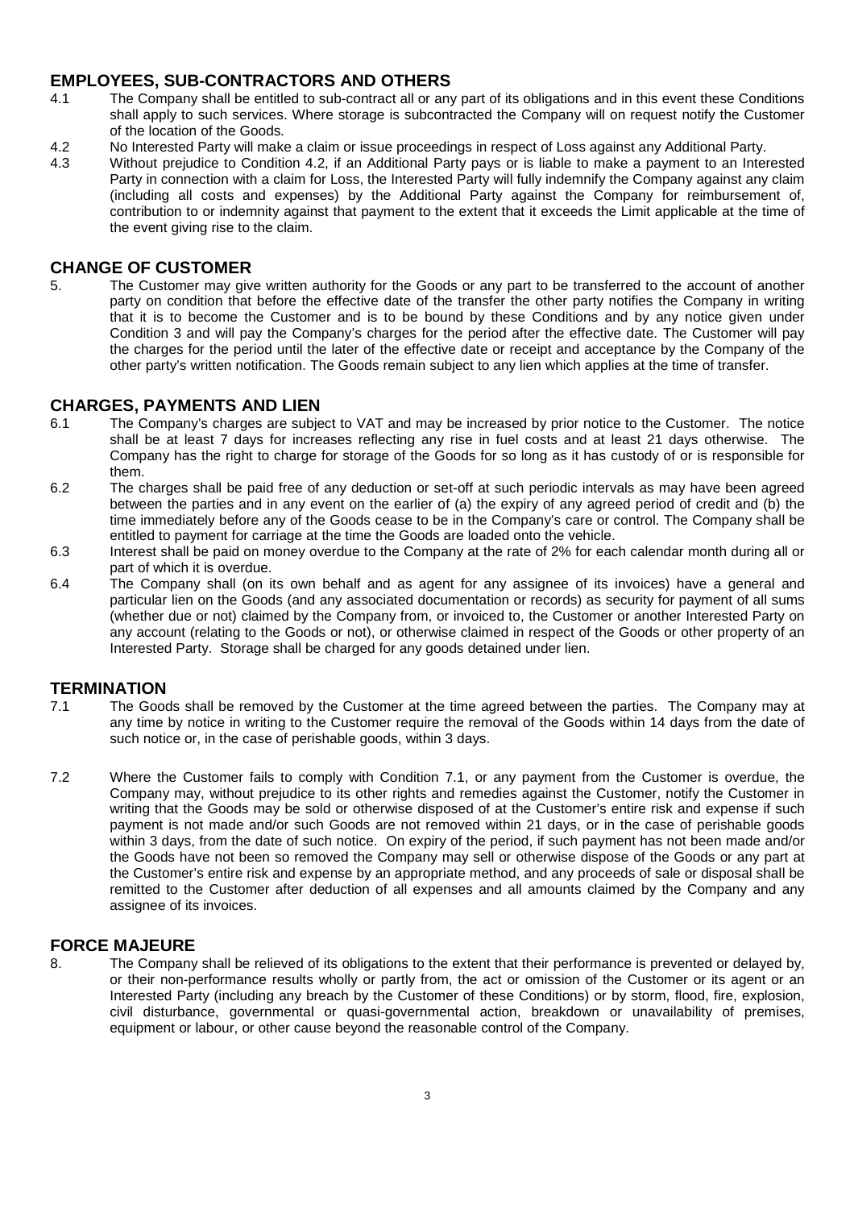## EMPLOYEES, SUB-CONTRACTORS AND OTHERS

4.1 The Company shall be entitled to sub-contract all or any part of its obligations and in this event these Conditions shall apply to such services. Where storage is subcontracted the Company will on request notify the Customer of the location of the Goods.

4.2 No Interested Party will make a claim or issue proceedings in respect of Loss against any Additional Party.

4.3 Without prejudice to Condition 4.2, if an Additional Party pays or is liable to make a payment to an Interested Party in connection with a claim for Loss, the Interested Party will fully indemnify the Company against any claim (including all costs and expenses) by the Additional Party against the Company for reimbursement of, contribution to or indemnity against that payment to the extent that it exceeds the Limit applicable at the time of the event giving rise to the claim.

## CHANGE OF CUSTOMER

5. The Customer may give written authority for the Goods or any part to be transferred to the account of another party on condition that before the effective date of the transfer the other party notifies the Company in writing that it is to become the Customer and is to be bound by these Conditions and by any notice given under Condition 3 and will pay the Company's charges for the period after the effective date. The Customer will pay the charges for the period until the later of the effective date or receipt and acceptance by the Company of the other party's written notification. The Goods remain subject to any lien which applies at the time of transfer.

## CHARGES, PAYMENTS AND LIEN

6.1 The Company's charges are subject to VAT and may be increased by prior notice to the Customer. The notice shall be at least 7 days for increases reflecting any rise in fuel costs and at least 21 days otherwise. The Company has the right to charge for storage of the Goods for so long as it has custody of or is responsible for them.

6.2 The charges shall be paid free of any deduction or set-off at such periodic intervals as may have been agreed between the parties and in any event on the earlier of (a) the expiry of any agreed period of credit and (b) the time immediately before any of the Goods cease to be in the Company's care or control. The Company shall be entitled to payment for carriage at the time the Goods are loaded onto the vehicle.

6.3 Interest shall be paid on money overdue to the Company at the rate of 2% for each calendar month during all or part of which it is overdue.

6.4 The Company shall (on its own behalf and as agent for any assignee of its invoices) have a general and particular lien on the Goods (and any associated documentation or records) as security for payment of all sums (whether due or not) claimed by the Company from, or invoiced to, the Customer or another Interested Party on any account (relating to the Goods or not), or otherwise claimed in respect of the Goods or other property of an Interested Party. Storage shall be charged for any goods detained under lien.

## TERMINATION

7.1 The Goods shall be removed by the Customer at the time agreed between the parties. The Company may at any time by notice in writing to the Customer require the removal of the Goods within 14 days from the date of such notice or, in the case of perishable goods, within 3 days.

7.2 Where the Customer fails to comply with Condition 7.1, or any payment from the Customer is overdue, the Company may, without prejudice to its other rights and remedies against the Customer, notify the Customer in writing that the Goods may be sold or otherwise disposed of at the Customer's entire risk and expense if such payment is not made and/or such Goods are not removed within 21 days, or in the case of perishable goods within 3 days, from the date of such notice. On expiry of the period, if such payment has not been made and/or the Goods have not been so removed the Company may sell or otherwise dispose of the Goods or any part at the Customer's entire risk and expense by an appropriate method, and any proceeds of sale or disposal shall be remitted to the Customer after deduction of all expenses and all amounts claimed by the Company and any assignee of its invoices.

## FORCE MAJEURE

8. The Company shall be relieved of its obligations to the extent that their performance is prevented or delayed by, or their non-performance results wholly or partly from, the act or omission of the Customer or its agent or an Interested Party (including any breach by the Customer of these Conditions) or by storm, flood, fire, explosion, civil disturbance, governmental or quasi-governmental action, breakdown or unavailability of premises, equipment or labour, or other cause beyond the reasonable control of the Company.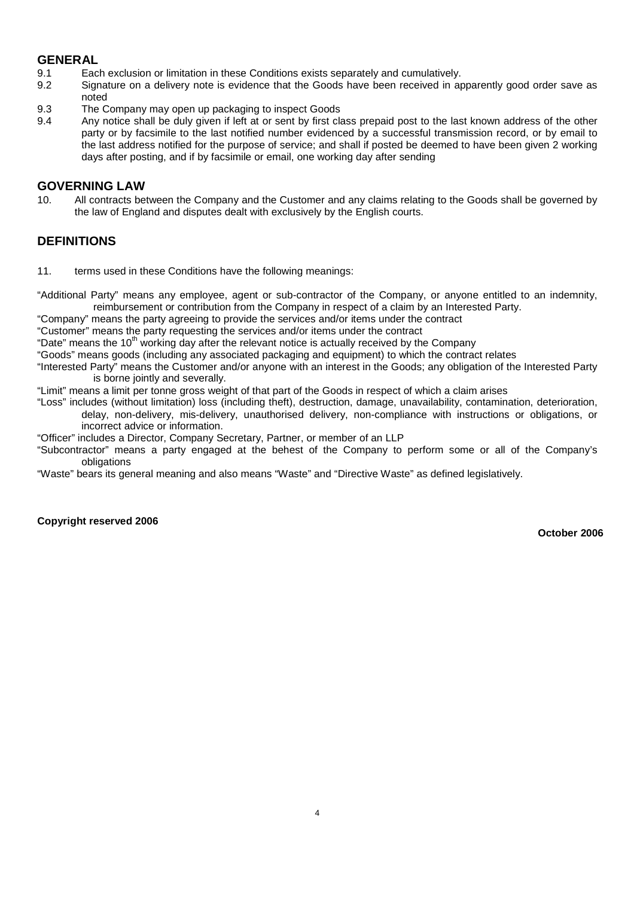## GENERAL

9.1 Each exclusion or limitation in these Conditions exists separately and cumulatively.

9.2 Signature on a delivery note is evidence that the Goods have been received in apparently good order save as noted

9.3 The Company may open up packaging to inspect Goods

9.4 Any notice shall be duly given if left at or sent by first class prepaid post to the last known address of the other party or by facsimile to the last notified number evidenced by a successful transmission record, or by email to the last address notified for the purpose of service; and shall if posted be deemed to have been given 2 working days after posting, and if by facsimile or email, one working day after sending

## GOVERNING LAW

10. All contracts between the Company and the Customer and any claims relating to the Goods shall be governed by the law of England and disputes dealt with exclusively by the English courts.

## DEFINITIONS

11. terms used in these Conditions have the following meanings:

"Additional Party" means any employee, agent or sub-contractor of the Company, or anyone entitled to an indemnity, reimbursement or contribution from the Company in respect of a claim by an Interested Party.

"Company" means the party agreeing to provide the services and/or items under the contract

"Customer" means the party requesting the services and/or items under the contract

"Date" means the 10th working day after the relevant notice is actually received by the Company

"Goods" means goods (including any associated packaging and equipment) to which the contract relates

"Interested Party" means the Customer and/or anyone with an interest in the Goods; any obligation of the Interested Party is borne jointly and severally.

"Limit" means a limit per tonne gross weight of that part of the Goods in respect of which a claim arises

"Loss" includes (without limitation) loss (including theft), destruction, damage, unavailability, contamination, deterioration, delay, non-delivery, mis-delivery, unauthorised delivery, non-compliance with instructions or obligations, or incorrect advice or information.

"Officer" includes a Director, Company Secretary, Partner, or member of an LLP

"Subcontractor" means a party engaged at the behest of the Company to perform some or all of the Company's obligations

"Waste" bears its general meaning and also means "Waste" and "Directive Waste" as defined legislatively.

**Copyright reserved 2006**

**October 2006**